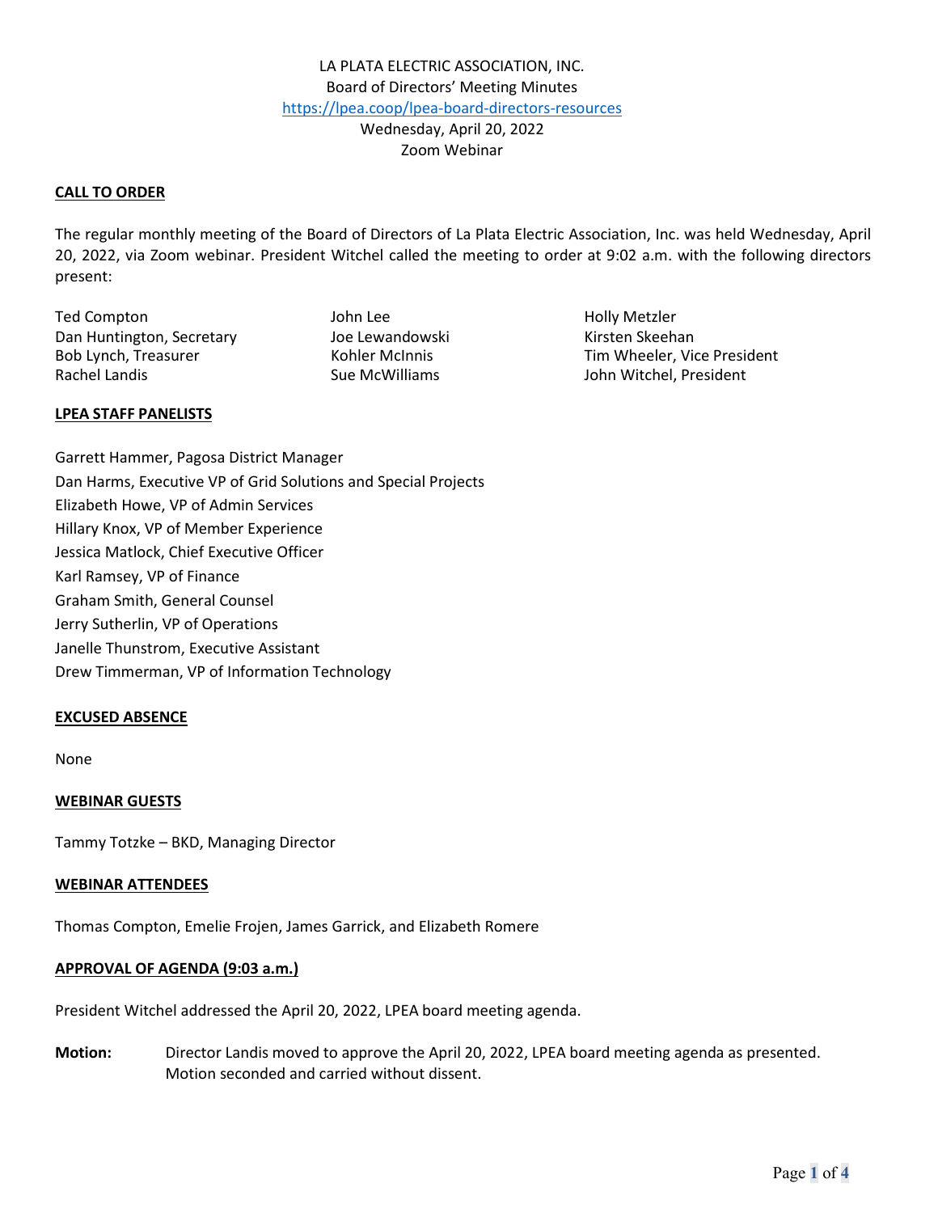LA PLATA ELECTRIC ASSOCIATION, INC.
Board of Directors' Meeting Minutes
https://lpea.coop/lpea-board-directors-resources
Wednesday, April 20, 2022
Zoom Webinar

## CALL TO ORDER

The regular monthly meeting of the Board of Directors of La Plata Electric Association, Inc. was held Wednesday, April 20, 2022, via Zoom webinar. President Witchel called the meeting to order at 9:02 a.m. with the following directors present:

Ted Compton
Dan Huntington, Secretary
Bob Lynch, Treasurer
Rachel Landis
John Lee
Joe Lewandowski
Kohler McInnis
Sue McWilliams
Holly Metzler
Kirsten Skeehan
Tim Wheeler, Vice President
John Witchel, President

## LPEA STAFF PANELISTS

Garrett Hammer, Pagosa District Manager
Dan Harms, Executive VP of Grid Solutions and Special Projects
Elizabeth Howe, VP of Admin Services
Hillary Knox, VP of Member Experience
Jessica Matlock, Chief Executive Officer
Karl Ramsey, VP of Finance
Graham Smith, General Counsel
Jerry Sutherlin, VP of Operations
Janelle Thunstrom, Executive Assistant
Drew Timmerman, VP of Information Technology

## EXCUSED ABSENCE

None

## WEBINAR GUESTS

Tammy Totzke – BKD, Managing Director

## WEBINAR ATTENDEES

Thomas Compton, Emelie Frojen, James Garrick, and Elizabeth Romere

## APPROVAL OF AGENDA (9:03 a.m.)

President Witchel addressed the April 20, 2022, LPEA board meeting agenda.

**Motion:** Director Landis moved to approve the April 20, 2022, LPEA board meeting agenda as presented. Motion seconded and carried without dissent.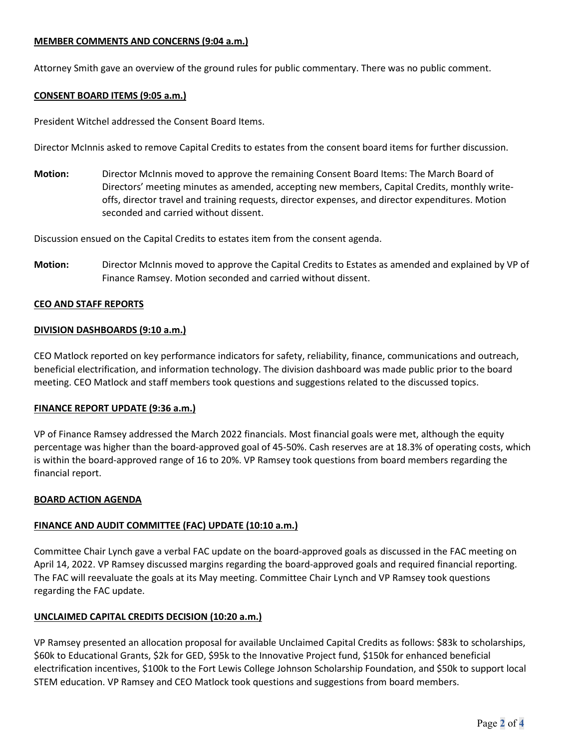**MEMBER COMMENTS AND CONCERNS (9:04 a.m.)**

Attorney Smith gave an overview of the ground rules for public commentary. There was no public comment.

**CONSENT BOARD ITEMS (9:05 a.m.)**

President Witchel addressed the Consent Board Items.

Director McInnis asked to remove Capital Credits to estates from the consent board items for further discussion.

**Motion:** Director McInnis moved to approve the remaining Consent Board Items: The March Board of Directors' meeting minutes as amended, accepting new members, Capital Credits, monthly write-offs, director travel and training requests, director expenses, and director expenditures. Motion seconded and carried without dissent.

Discussion ensued on the Capital Credits to estates item from the consent agenda.

**Motion:** Director McInnis moved to approve the Capital Credits to Estates as amended and explained by VP of Finance Ramsey. Motion seconded and carried without dissent.

**CEO AND STAFF REPORTS**

**DIVISION DASHBOARDS (9:10 a.m.)**

CEO Matlock reported on key performance indicators for safety, reliability, finance, communications and outreach, beneficial electrification, and information technology. The division dashboard was made public prior to the board meeting. CEO Matlock and staff members took questions and suggestions related to the discussed topics.

**FINANCE REPORT UPDATE (9:36 a.m.)**

VP of Finance Ramsey addressed the March 2022 financials. Most financial goals were met, although the equity percentage was higher than the board-approved goal of 45-50%. Cash reserves are at 18.3% of operating costs, which is within the board-approved range of 16 to 20%. VP Ramsey took questions from board members regarding the financial report.

**BOARD ACTION AGENDA**

**FINANCE AND AUDIT COMMITTEE (FAC) UPDATE (10:10 a.m.)**

Committee Chair Lynch gave a verbal FAC update on the board-approved goals as discussed in the FAC meeting on April 14, 2022. VP Ramsey discussed margins regarding the board-approved goals and required financial reporting. The FAC will reevaluate the goals at its May meeting. Committee Chair Lynch and VP Ramsey took questions regarding the FAC update.

**UNCLAIMED CAPITAL CREDITS DECISION (10:20 a.m.)**

VP Ramsey presented an allocation proposal for available Unclaimed Capital Credits as follows: $83k to scholarships, $60k to Educational Grants, $2k for GED, $95k to the Innovative Project fund, $150k for enhanced beneficial electrification incentives, $100k to the Fort Lewis College Johnson Scholarship Foundation, and $50k to support local STEM education. VP Ramsey and CEO Matlock took questions and suggestions from board members.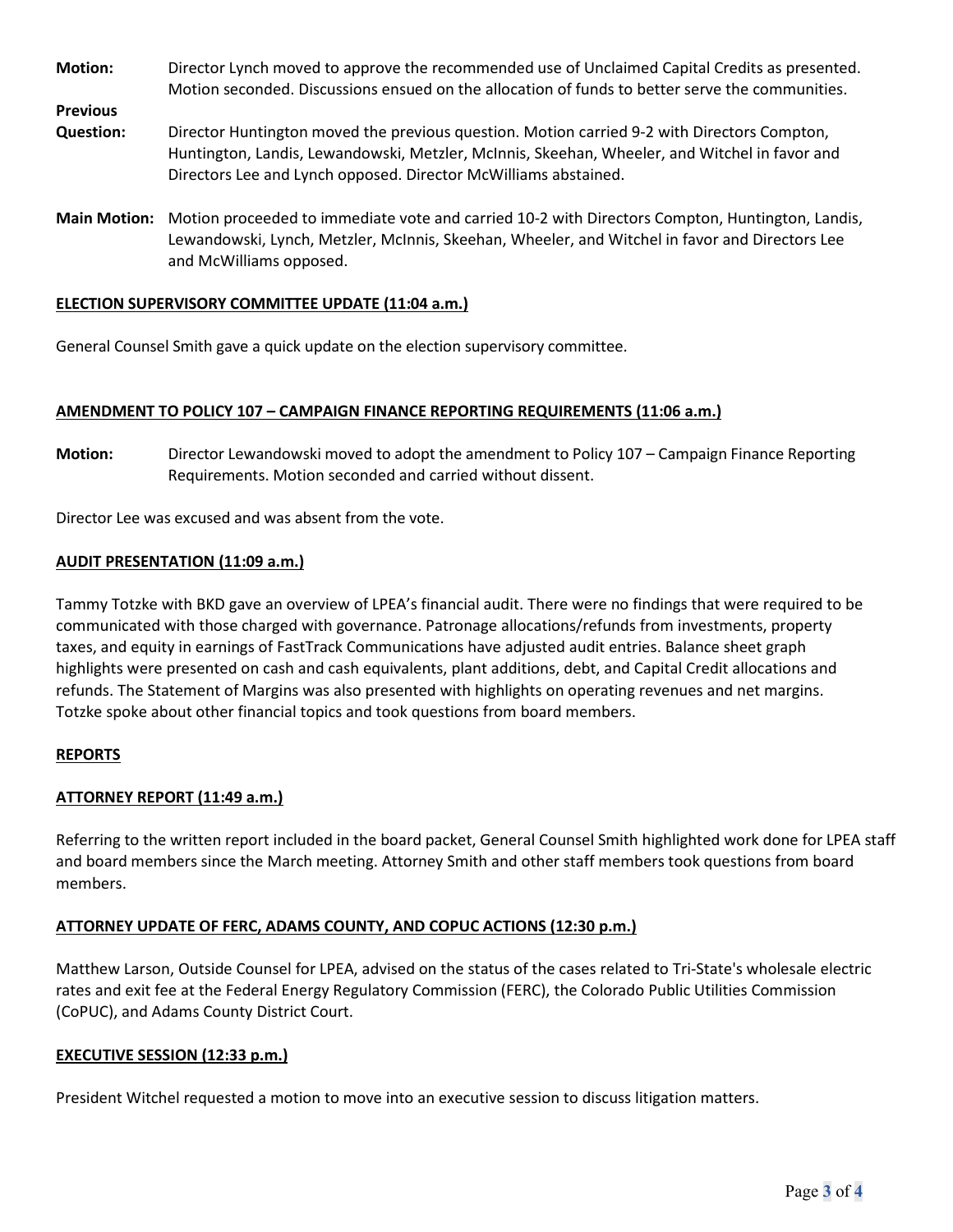**Motion:** Director Lynch moved to approve the recommended use of Unclaimed Capital Credits as presented. Motion seconded. Discussions ensued on the allocation of funds to better serve the communities.

**Previous Question:** Director Huntington moved the previous question. Motion carried 9-2 with Directors Compton, Huntington, Landis, Lewandowski, Metzler, McInnis, Skeehan, Wheeler, and Witchel in favor and Directors Lee and Lynch opposed. Director McWilliams abstained.

**Main Motion:** Motion proceeded to immediate vote and carried 10-2 with Directors Compton, Huntington, Landis, Lewandowski, Lynch, Metzler, McInnis, Skeehan, Wheeler, and Witchel in favor and Directors Lee and McWilliams opposed.

## ELECTION SUPERVISORY COMMITTEE UPDATE (11:04 a.m.)

General Counsel Smith gave a quick update on the election supervisory committee.

## AMENDMENT TO POLICY 107 – CAMPAIGN FINANCE REPORTING REQUIREMENTS (11:06 a.m.)

**Motion:** Director Lewandowski moved to adopt the amendment to Policy 107 – Campaign Finance Reporting Requirements. Motion seconded and carried without dissent.

Director Lee was excused and was absent from the vote.

## AUDIT PRESENTATION (11:09 a.m.)

Tammy Totzke with BKD gave an overview of LPEA's financial audit. There were no findings that were required to be communicated with those charged with governance. Patronage allocations/refunds from investments, property taxes, and equity in earnings of FastTrack Communications have adjusted audit entries. Balance sheet graph highlights were presented on cash and cash equivalents, plant additions, debt, and Capital Credit allocations and refunds. The Statement of Margins was also presented with highlights on operating revenues and net margins. Totzke spoke about other financial topics and took questions from board members.

## REPORTS

## ATTORNEY REPORT (11:49 a.m.)

Referring to the written report included in the board packet, General Counsel Smith highlighted work done for LPEA staff and board members since the March meeting. Attorney Smith and other staff members took questions from board members.

## ATTORNEY UPDATE OF FERC, ADAMS COUNTY, AND COPUC ACTIONS (12:30 p.m.)

Matthew Larson, Outside Counsel for LPEA, advised on the status of the cases related to Tri-State's wholesale electric rates and exit fee at the Federal Energy Regulatory Commission (FERC), the Colorado Public Utilities Commission (CoPUC), and Adams County District Court.

## EXECUTIVE SESSION (12:33 p.m.)

President Witchel requested a motion to move into an executive session to discuss litigation matters.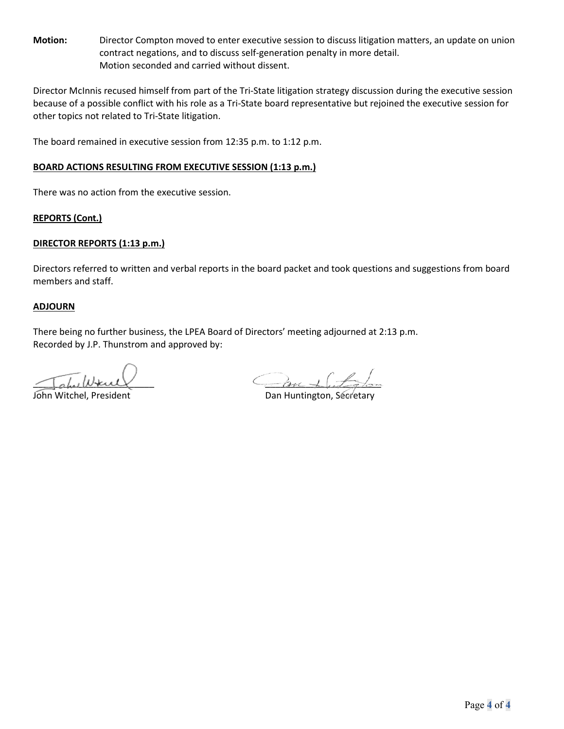**Motion:** Director Compton moved to enter executive session to discuss litigation matters, an update on union contract negations, and to discuss self-generation penalty in more detail.
Motion seconded and carried without dissent.

Director McInnis recused himself from part of the Tri-State litigation strategy discussion during the executive session because of a possible conflict with his role as a Tri-State board representative but rejoined the executive session for other topics not related to Tri-State litigation.

The board remained in executive session from 12:35 p.m. to 1:12 p.m.

**BOARD ACTIONS RESULTING FROM EXECUTIVE SESSION (1:13 p.m.)**

There was no action from the executive session.

**REPORTS (Cont.)**

**DIRECTOR REPORTS (1:13 p.m.)**

Directors referred to written and verbal reports in the board packet and took questions and suggestions from board members and staff.

**ADJOURN**

There being no further business, the LPEA Board of Directors' meeting adjourned at 2:13 p.m.
Recorded by J.P. Thunstrom and approved by:

John Witchel, President

Dan Huntington, Secretary